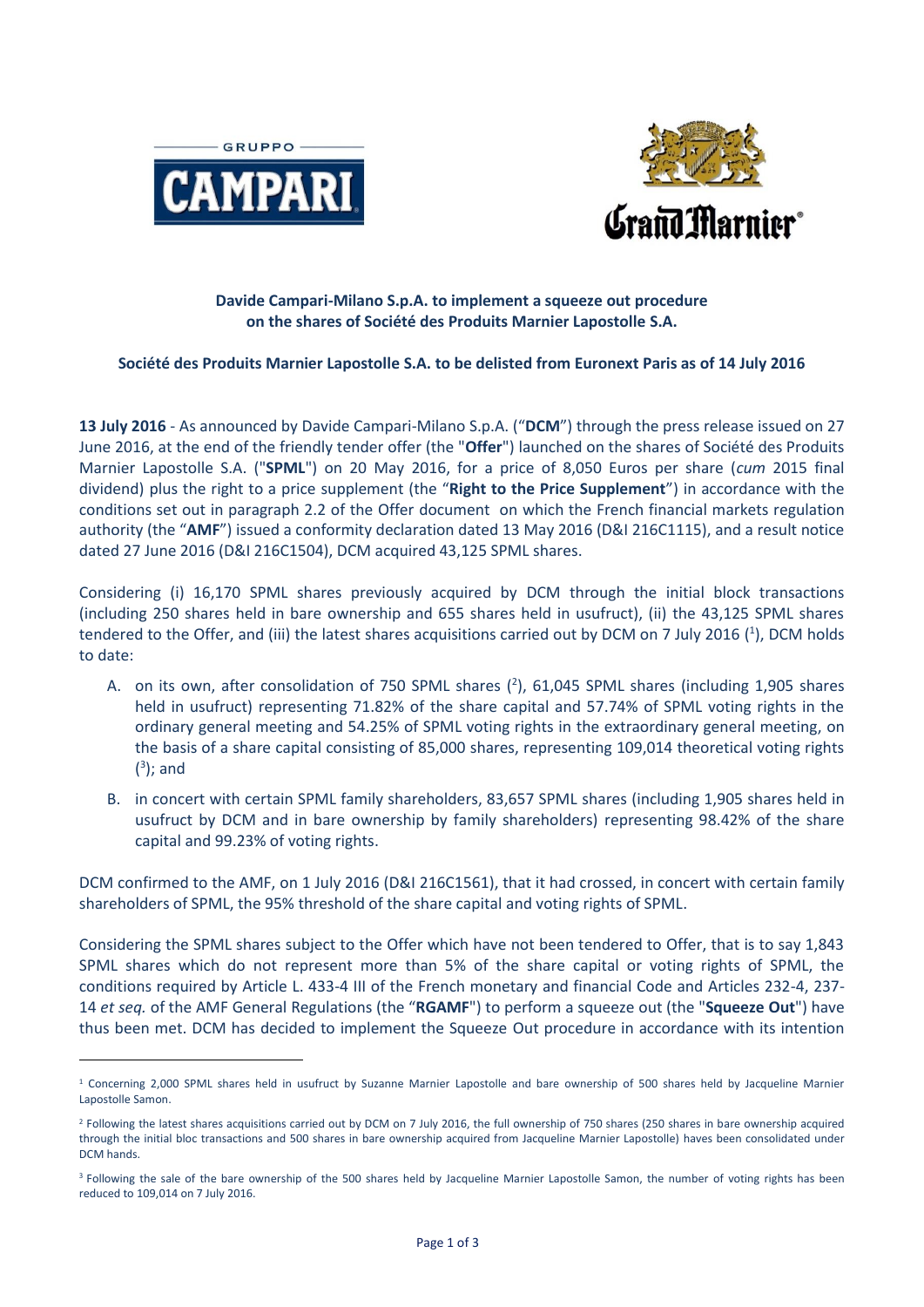**Davide Campari-Milano S.p.A. to implement a squeeze out procedure on the shares of Société des Produits Marnier Lapostolle S.A.**

**Société des Produits Marnier Lapostolle S.A. to be delisted from Euronext Paris as of 14 July 2016**

**13 July 2016** - As announced by Davide Campari-Milano S.p.A. ("**DCM**") through the press release issued on 27 June 2016, at the end of the friendly tender offer (the "**Offer**") launched on the shares of Société des Produits Marnier Lapostolle S.A. ("**SPML**") on 20 May 2016, for a price of 8,050 Euros per share (*cum* 2015 final dividend) plus the right to a price supplement (the "**Right to the Price Supplement**") in accordance with the conditions set out in paragraph 2.2 of the Offer document on which the French financial markets regulation authority (the "**AMF**") issued a conformity declaration dated 13 May 2016 (D&I 216C1115), and a result notice dated 27 June 2016 (D&I 216C1504), DCM acquired 43,125 SPML shares.

Considering (i) 16,170 SPML shares previously acquired by DCM through the initial block transactions (including 250 shares held in bare ownership and 655 shares held in usufruct), (ii) the 43,125 SPML shares tendered to the Offer, and (iii) the latest shares acquisitions carried out by DCM on 7 July 2016 ([1]), DCM holds to date:

A. on its own, after consolidation of 750 SPML shares ([2]), 61,045 SPML shares (including 1,905 shares held in usufruct) representing 71.82% of the share capital and 57.74% of SPML voting rights in the ordinary general meeting and 54.25% of SPML voting rights in the extraordinary general meeting, on the basis of a share capital consisting of 85,000 shares, representing 109,014 theoretical voting rights ([3]); and

B. in concert with certain SPML family shareholders, 83,657 SPML shares (including 1,905 shares held in usufruct by DCM and in bare ownership by family shareholders) representing 98.42% of the share capital and 99.23% of voting rights.

DCM confirmed to the AMF, on 1 July 2016 (D&I 216C1561), that it had crossed, in concert with certain family shareholders of SPML, the 95% threshold of the share capital and voting rights of SPML.

Considering the SPML shares subject to the Offer which have not been tendered to Offer, that is to say 1,843 SPML shares which do not represent more than 5% of the share capital or voting rights of SPML, the conditions required by Article L. 433-4 III of the French monetary and financial Code and Articles 232-4, 237-14 *et seq.* of the AMF General Regulations (the "**RGAMF**") to perform a squeeze out (the "**Squeeze Out**") have thus been met. DCM has decided to implement the Squeeze Out procedure in accordance with its intention

---

[1] Concerning 2,000 SPML shares held in usufruct by Suzanne Marnier Lapostolle and bare ownership of 500 shares held by Jacqueline Marnier Lapostolle Samon.

[2] Following the latest shares acquisitions carried out by DCM on 7 July 2016, the full ownership of 750 shares (250 shares in bare ownership acquired through the initial bloc transactions and 500 shares in bare ownership acquired from Jacqueline Marnier Lapostolle) haves been consolidated under DCM hands.

[3] Following the sale of the bare ownership of the 500 shares held by Jacqueline Marnier Lapostolle Samon, the number of voting rights has been reduced to 109,014 on 7 July 2016.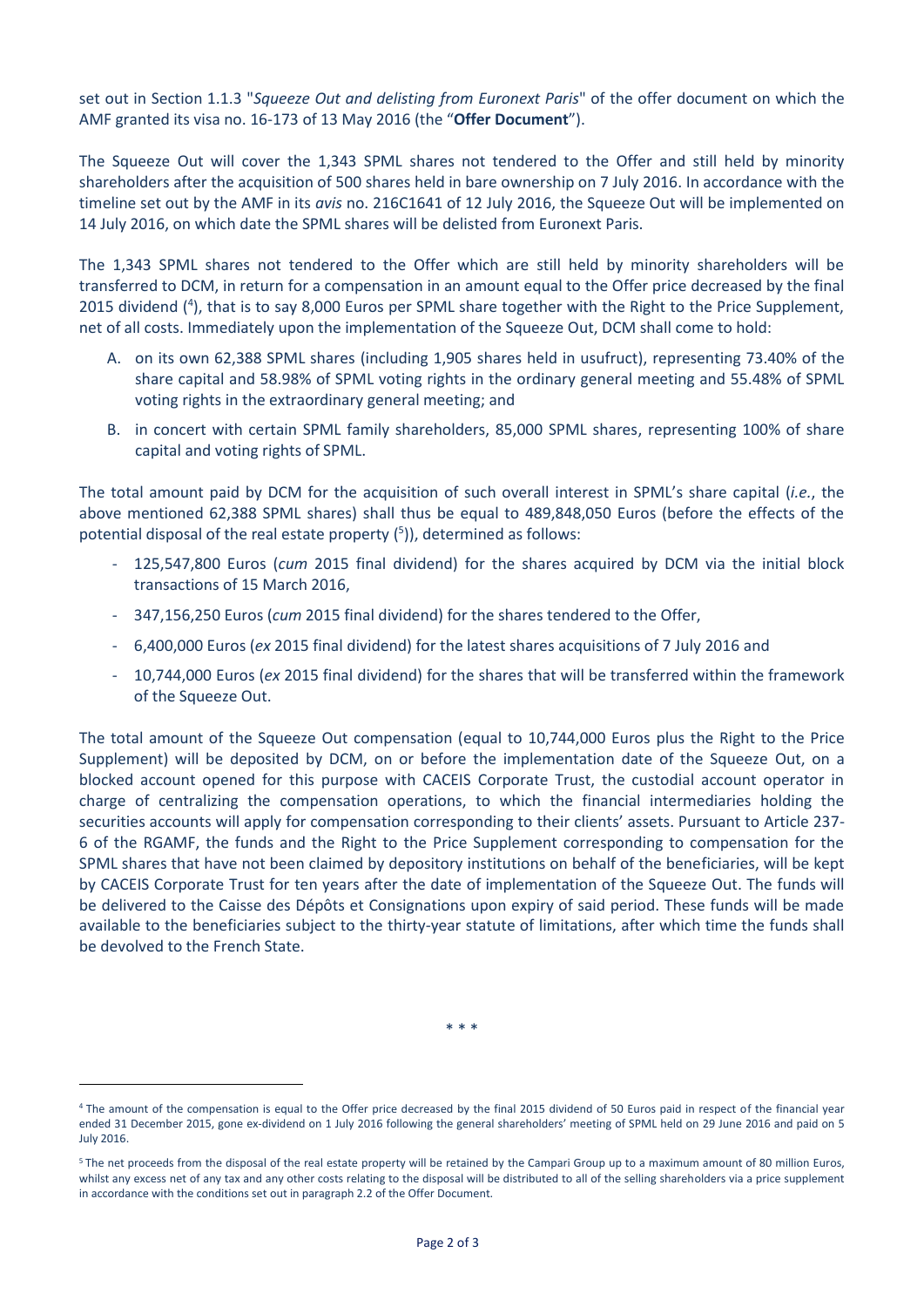set out in Section 1.1.3 "*Squeeze Out and delisting from Euronext Paris*" of the offer document on which the AMF granted its visa no. 16-173 of 13 May 2016 (the "**Offer Document**").

The Squeeze Out will cover the 1,343 SPML shares not tendered to the Offer and still held by minority shareholders after the acquisition of 500 shares held in bare ownership on 7 July 2016. In accordance with the timeline set out by the AMF in its *avis* no. 216C1641 of 12 July 2016, the Squeeze Out will be implemented on 14 July 2016, on which date the SPML shares will be delisted from Euronext Paris.

The 1,343 SPML shares not tendered to the Offer which are still held by minority shareholders will be transferred to DCM, in return for a compensation in an amount equal to the Offer price decreased by the final 2015 dividend ([4]), that is to say 8,000 Euros per SPML share together with the Right to the Price Supplement, net of all costs. Immediately upon the implementation of the Squeeze Out, DCM shall come to hold:

A. on its own 62,388 SPML shares (including 1,905 shares held in usufruct), representing 73.40% of the share capital and 58.98% of SPML voting rights in the ordinary general meeting and 55.48% of SPML voting rights in the extraordinary general meeting; and
B. in concert with certain SPML family shareholders, 85,000 SPML shares, representing 100% of share capital and voting rights of SPML.

The total amount paid by DCM for the acquisition of such overall interest in SPML's share capital (*i.e.*, the above mentioned 62,388 SPML shares) shall thus be equal to 489,848,050 Euros (before the effects of the potential disposal of the real estate property ([5])), determined as follows:

- 125,547,800 Euros (*cum* 2015 final dividend) for the shares acquired by DCM via the initial block transactions of 15 March 2016,
- 347,156,250 Euros (*cum* 2015 final dividend) for the shares tendered to the Offer,
- 6,400,000 Euros (*ex* 2015 final dividend) for the latest shares acquisitions of 7 July 2016 and
- 10,744,000 Euros (*ex* 2015 final dividend) for the shares that will be transferred within the framework of the Squeeze Out.

The total amount of the Squeeze Out compensation (equal to 10,744,000 Euros plus the Right to the Price Supplement) will be deposited by DCM, on or before the implementation date of the Squeeze Out, on a blocked account opened for this purpose with CACEIS Corporate Trust, the custodial account operator in charge of centralizing the compensation operations, to which the financial intermediaries holding the securities accounts will apply for compensation corresponding to their clients' assets. Pursuant to Article 237-6 of the RGAMF, the funds and the Right to the Price Supplement corresponding to compensation for the SPML shares that have not been claimed by depository institutions on behalf of the beneficiaries, will be kept by CACEIS Corporate Trust for ten years after the date of implementation of the Squeeze Out. The funds will be delivered to the Caisse des Dépôts et Consignations upon expiry of said period. These funds will be made available to the beneficiaries subject to the thirty-year statute of limitations, after which time the funds shall be devolved to the French State.

\* \* \*

[4] The amount of the compensation is equal to the Offer price decreased by the final 2015 dividend of 50 Euros paid in respect of the financial year ended 31 December 2015, gone ex-dividend on 1 July 2016 following the general shareholders' meeting of SPML held on 29 June 2016 and paid on 5 July 2016.

[5] The net proceeds from the disposal of the real estate property will be retained by the Campari Group up to a maximum amount of 80 million Euros, whilst any excess net of any tax and any other costs relating to the disposal will be distributed to all of the selling shareholders via a price supplement in accordance with the conditions set out in paragraph 2.2 of the Offer Document.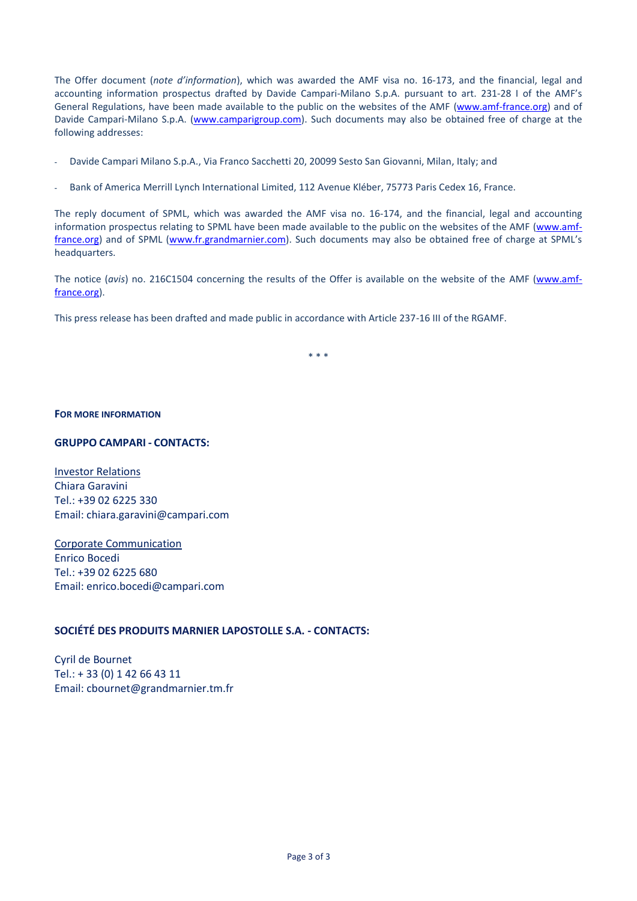The Offer document (*note d'information*), which was awarded the AMF visa no. 16-173, and the financial, legal and accounting information prospectus drafted by Davide Campari-Milano S.p.A. pursuant to art. 231-28 I of the AMF's General Regulations, have been made available to the public on the websites of the AMF (www.amf-france.org) and of Davide Campari-Milano S.p.A. (www.camparigroup.com). Such documents may also be obtained free of charge at the following addresses:

- Davide Campari Milano S.p.A., Via Franco Sacchetti 20, 20099 Sesto San Giovanni, Milan, Italy; and
- Bank of America Merrill Lynch International Limited, 112 Avenue Kléber, 75773 Paris Cedex 16, France.

The reply document of SPML, which was awarded the AMF visa no. 16-174, and the financial, legal and accounting information prospectus relating to SPML have been made available to the public on the websites of the AMF (www.amf-france.org) and of SPML (www.fr.grandmarnier.com). Such documents may also be obtained free of charge at SPML's headquarters.

The notice (*avis*) no. 216C1504 concerning the results of the Offer is available on the website of the AMF (www.amf-france.org).

This press release has been drafted and made public in accordance with Article 237-16 III of the RGAMF.

\* \* \*

**FOR MORE INFORMATION**

**GRUPPO CAMPARI - CONTACTS:**

Investor Relations
Chiara Garavini
Tel.: +39 02 6225 330
Email: chiara.garavini@campari.com

Corporate Communication
Enrico Bocedi
Tel.: +39 02 6225 680
Email: enrico.bocedi@campari.com

**SOCIÉTÉ DES PRODUITS MARNIER LAPOSTOLLE S.A. - CONTACTS:**

Cyril de Bournet
Tel.: + 33 (0) 1 42 66 43 11
Email: cbournet@grandmarnier.tm.fr